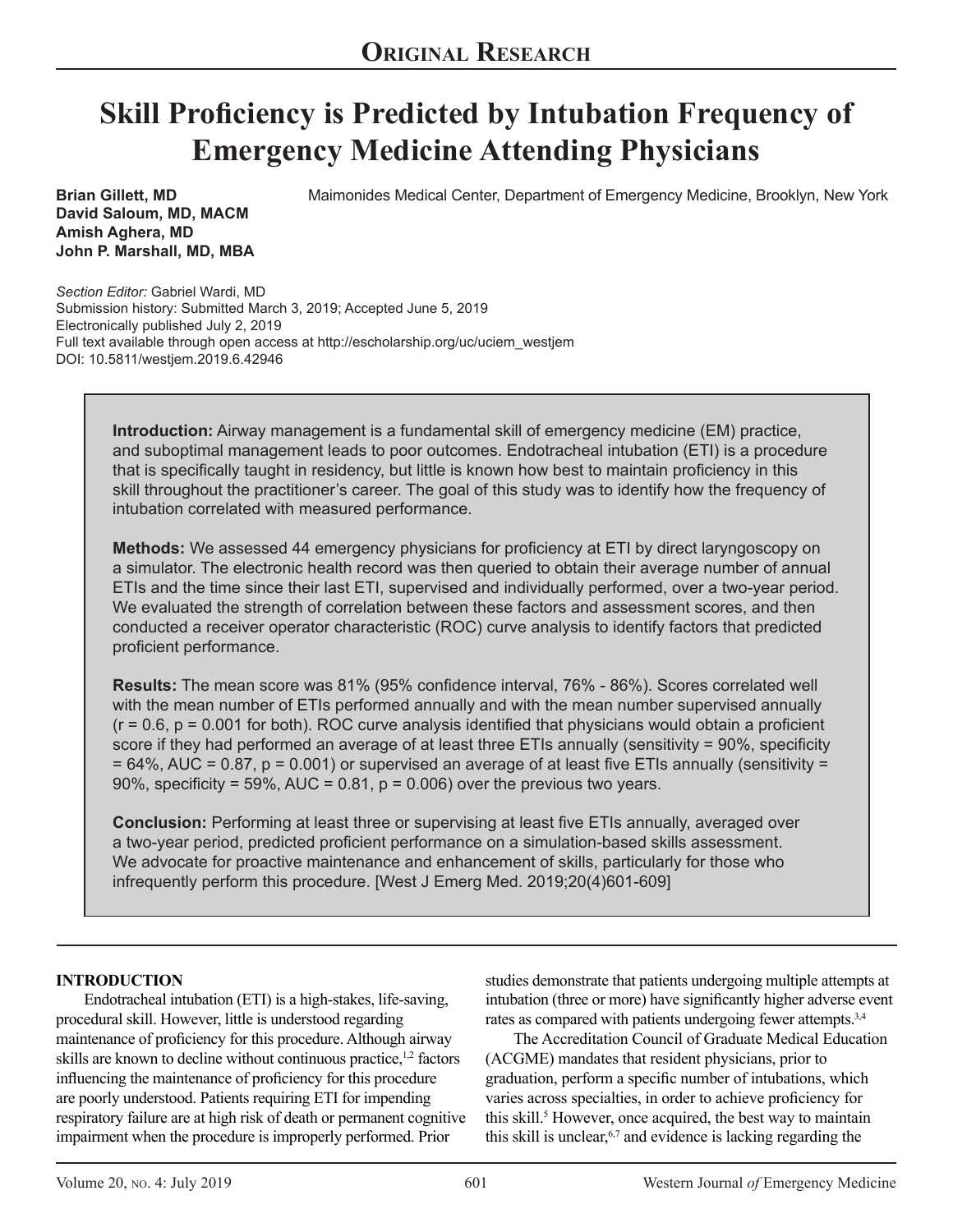# Original Research

# Skill Proficiency is Predicted by Intubation Frequency of Emergency Medicine Attending Physicians

**Brian Gillett, MD**
**David Saloum, MD, MACM**
**Amish Aghera, MD**
**John P. Marshall, MD, MBA**

Maimonides Medical Center, Department of Emergency Medicine, Brooklyn, New York

*Section Editor:* Gabriel Wardi, MD
Submission history: Submitted March 3, 2019; Accepted June 5, 2019
Electronically published July 2, 2019
Full text available through open access at http://escholarship.org/uc/uciem_westjem
DOI: 10.5811/westjem.2019.6.42946

**Introduction:** Airway management is a fundamental skill of emergency medicine (EM) practice, and suboptimal management leads to poor outcomes. Endotracheal intubation (ETI) is a procedure that is specifically taught in residency, but little is known how best to maintain proficiency in this skill throughout the practitioner's career. The goal of this study was to identify how the frequency of intubation correlated with measured performance.

**Methods:** We assessed 44 emergency physicians for proficiency at ETI by direct laryngoscopy on a simulator. The electronic health record was then queried to obtain their average number of annual ETIs and the time since their last ETI, supervised and individually performed, over a two-year period. We evaluated the strength of correlation between these factors and assessment scores, and then conducted a receiver operator characteristic (ROC) curve analysis to identify factors that predicted proficient performance.

**Results:** The mean score was 81% (95% confidence interval, 76% - 86%). Scores correlated well with the mean number of ETIs performed annually and with the mean number supervised annually ($r = 0.6$, $p = 0.001$ for both). ROC curve analysis identified that physicians would obtain a proficient score if they had performed an average of at least three ETIs annually (sensitivity = 90%, specificity = 64%, AUC = 0.87, $p = 0.001$) or supervised an average of at least five ETIs annually (sensitivity = 90%, specificity = 59%, AUC = 0.81, $p = 0.006$) over the previous two years.

**Conclusion:** Performing at least three or supervising at least five ETIs annually, averaged over a two-year period, predicted proficient performance on a simulation-based skills assessment. We advocate for proactive maintenance and enhancement of skills, particularly for those who infrequently perform this procedure. [West J Emerg Med. 2019;20(4)601-609]

## INTRODUCTION

Endotracheal intubation (ETI) is a high-stakes, life-saving, procedural skill. However, little is understood regarding maintenance of proficiency for this procedure. Although airway skills are known to decline without continuous practice,[1,2] factors influencing the maintenance of proficiency for this procedure are poorly understood. Patients requiring ETI for impending respiratory failure are at high risk of death or permanent cognitive impairment when the procedure is improperly performed. Prior studies demonstrate that patients undergoing multiple attempts at intubation (three or more) have significantly higher adverse event rates as compared with patients undergoing fewer attempts.[3,4]

The Accreditation Council of Graduate Medical Education (ACGME) mandates that resident physicians, prior to graduation, perform a specific number of intubations, which varies across specialties, in order to achieve proficiency for this skill.[5] However, once acquired, the best way to maintain this skill is unclear,[6,7] and evidence is lacking regarding the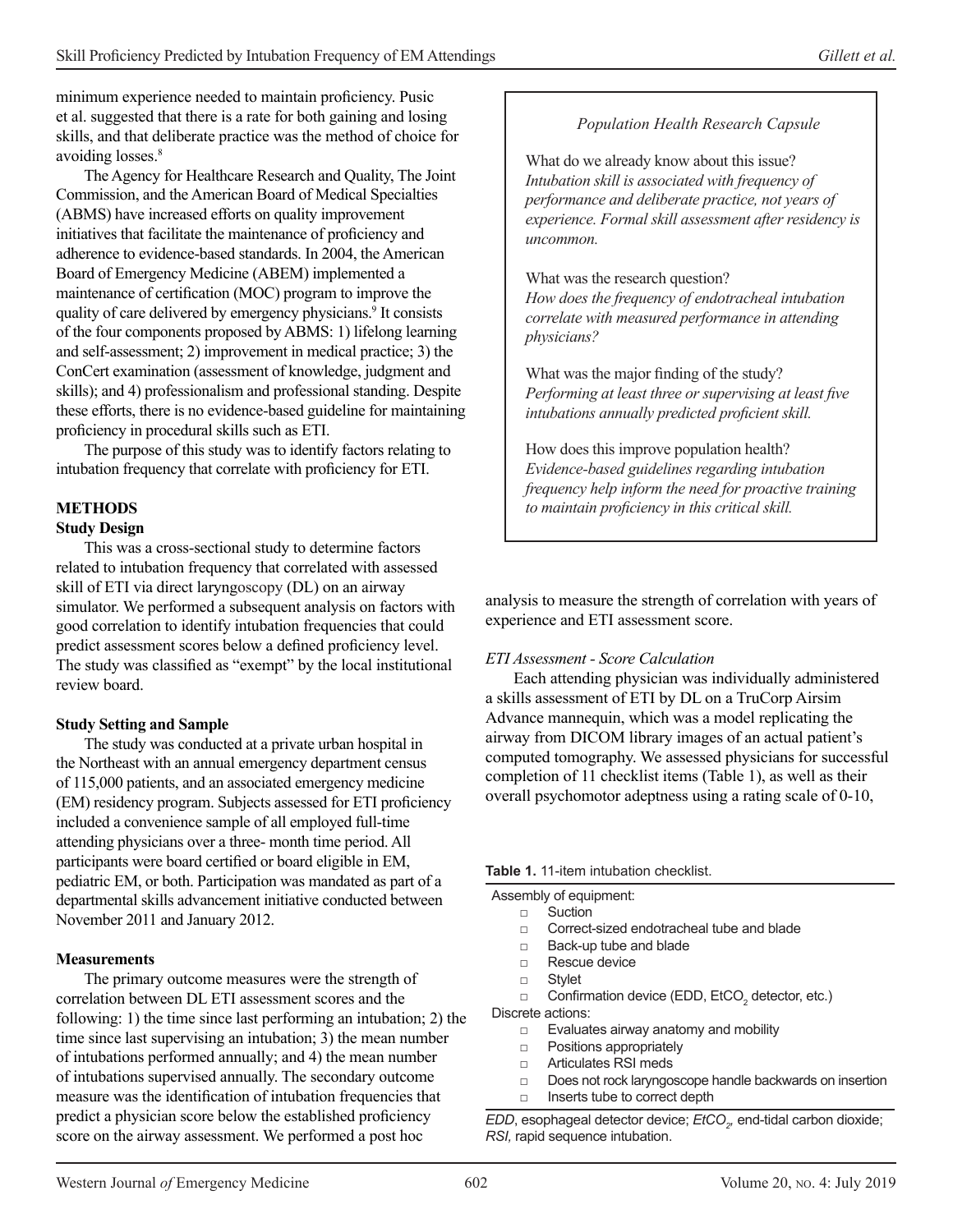minimum experience needed to maintain proficiency. Pusic et al. suggested that there is a rate for both gaining and losing skills, and that deliberate practice was the method of choice for avoiding losses.[8]

The Agency for Healthcare Research and Quality, The Joint Commission, and the American Board of Medical Specialties (ABMS) have increased efforts on quality improvement initiatives that facilitate the maintenance of proficiency and adherence to evidence-based standards. In 2004, the American Board of Emergency Medicine (ABEM) implemented a maintenance of certification (MOC) program to improve the quality of care delivered by emergency physicians.[9] It consists of the four components proposed by ABMS: 1) lifelong learning and self-assessment; 2) improvement in medical practice; 3) the ConCert examination (assessment of knowledge, judgment and skills); and 4) professionalism and professional standing. Despite these efforts, there is no evidence-based guideline for maintaining proficiency in procedural skills such as ETI.

The purpose of this study was to identify factors relating to intubation frequency that correlate with proficiency for ETI.

> *Population Health Research Capsule*
>
> What do we already know about this issue?
> *Intubation skill is associated with frequency of performance and deliberate practice, not years of experience. Formal skill assessment after residency is uncommon.*
>
> What was the research question?
> *How does the frequency of endotracheal intubation correlate with measured performance in attending physicians?*
>
> What was the major finding of the study?
> *Performing at least three or supervising at least five intubations annually predicted proficient skill.*
>
> How does this improve population health?
> *Evidence-based guidelines regarding intubation frequency help inform the need for proactive training to maintain proficiency in this critical skill.*

## METHODS

### Study Design

This was a cross-sectional study to determine factors related to intubation frequency that correlated with assessed skill of ETI via direct laryngoscopy (DL) on an airway simulator. We performed a subsequent analysis on factors with good correlation to identify intubation frequencies that could predict assessment scores below a defined proficiency level. The study was classified as "exempt" by the local institutional review board.

### Study Setting and Sample

The study was conducted at a private urban hospital in the Northeast with an annual emergency department census of 115,000 patients, and an associated emergency medicine (EM) residency program. Subjects assessed for ETI proficiency included a convenience sample of all employed full-time attending physicians over a three- month time period. All participants were board certified or board eligible in EM, pediatric EM, or both. Participation was mandated as part of a departmental skills advancement initiative conducted between November 2011 and January 2012.

### Measurements

The primary outcome measures were the strength of correlation between DL ETI assessment scores and the following: 1) the time since last performing an intubation; 2) the time since last supervising an intubation; 3) the mean number of intubations performed annually; and 4) the mean number of intubations supervised annually. The secondary outcome measure was the identification of intubation frequencies that predict a physician score below the established proficiency score on the airway assessment. We performed a post hoc analysis to measure the strength of correlation with years of experience and ETI assessment score.

*ETI Assessment - Score Calculation*

Each attending physician was individually administered a skills assessment of ETI by DL on a TruCorp Airsim Advance mannequin, which was a model replicating the airway from DICOM library images of an actual patient's computed tomography. We assessed physicians for successful completion of 11 checklist items (Table 1), as well as their overall psychomotor adeptness using a rating scale of 0-10,

**Table 1.** 11-item intubation checklist.

| |
|---|
| Assembly of equipment: |
| □ Suction |
| □ Correct-sized endotracheal tube and blade |
| □ Back-up tube and blade |
| □ Rescue device |
| □ Stylet |
| □ Confirmation device (EDD, $EtCO_2$ detector, etc.) |
| Discrete actions: |
| □ Evaluates airway anatomy and mobility |
| □ Positions appropriately |
| □ Articulates RSI meds |
| □ Does not rock laryngoscope handle backwards on insertion |
| □ Inserts tube to correct depth |

*EDD*, esophageal detector device; *$EtCO_2$*, end-tidal carbon dioxide; *RSI*, rapid sequence intubation.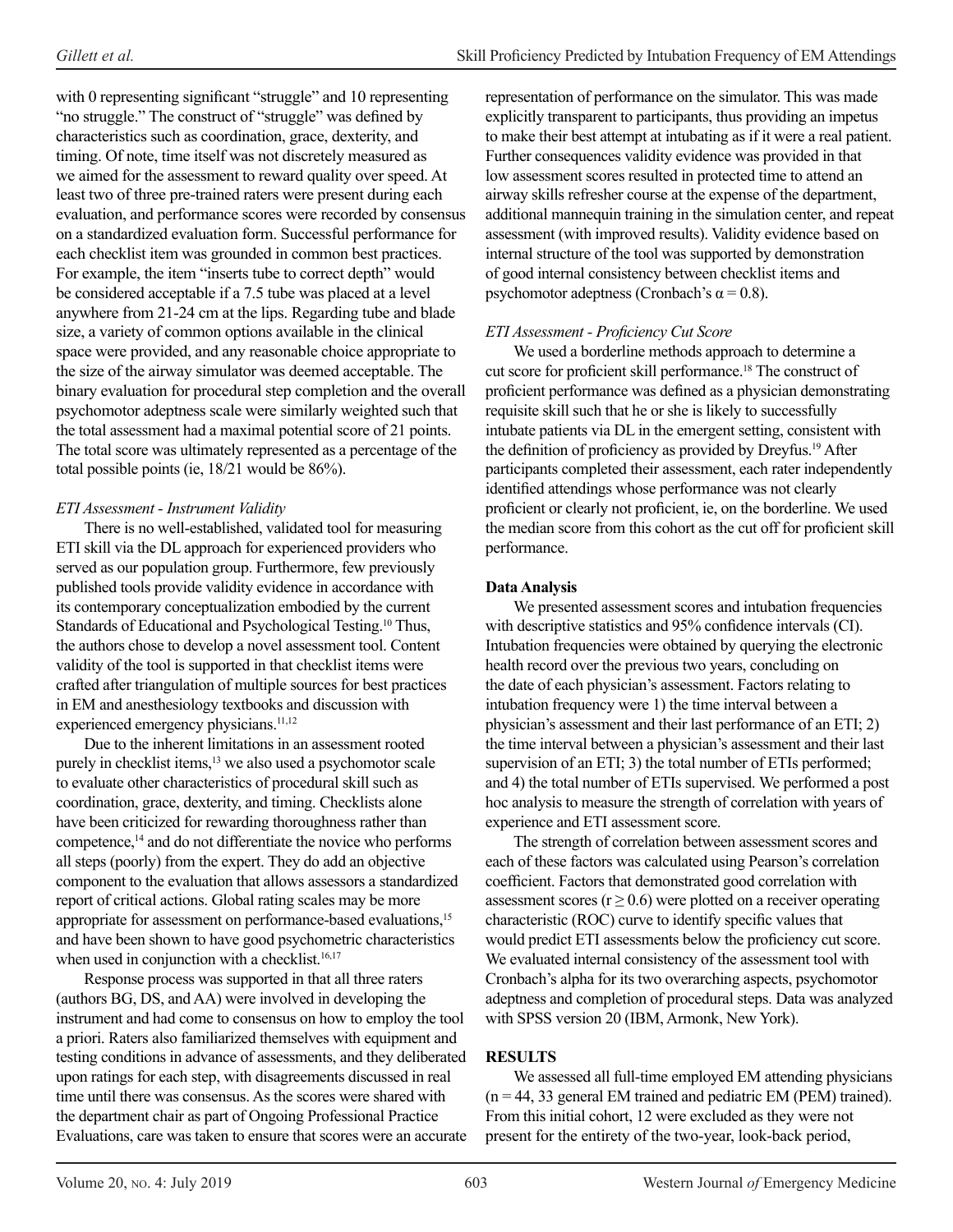with 0 representing significant "struggle" and 10 representing "no struggle." The construct of "struggle" was defined by characteristics such as coordination, grace, dexterity, and timing. Of note, time itself was not discretely measured as we aimed for the assessment to reward quality over speed. At least two of three pre-trained raters were present during each evaluation, and performance scores were recorded by consensus on a standardized evaluation form. Successful performance for each checklist item was grounded in common best practices. For example, the item "inserts tube to correct depth" would be considered acceptable if a 7.5 tube was placed at a level anywhere from 21-24 cm at the lips. Regarding tube and blade size, a variety of common options available in the clinical space were provided, and any reasonable choice appropriate to the size of the airway simulator was deemed acceptable. The binary evaluation for procedural step completion and the overall psychomotor adeptness scale were similarly weighted such that the total assessment had a maximal potential score of 21 points. The total score was ultimately represented as a percentage of the total possible points (ie, 18/21 would be 86%).

### *ETI Assessment - Instrument Validity*

There is no well-established, validated tool for measuring ETI skill via the DL approach for experienced providers who served as our population group. Furthermore, few previously published tools provide validity evidence in accordance with its contemporary conceptualization embodied by the current Standards of Educational and Psychological Testing.[10] Thus, the authors chose to develop a novel assessment tool. Content validity of the tool is supported in that checklist items were crafted after triangulation of multiple sources for best practices in EM and anesthesiology textbooks and discussion with experienced emergency physicians.[11,12]

Due to the inherent limitations in an assessment rooted purely in checklist items,[13] we also used a psychomotor scale to evaluate other characteristics of procedural skill such as coordination, grace, dexterity, and timing. Checklists alone have been criticized for rewarding thoroughness rather than competence,[14] and do not differentiate the novice who performs all steps (poorly) from the expert. They do add an objective component to the evaluation that allows assessors a standardized report of critical actions. Global rating scales may be more appropriate for assessment on performance-based evaluations,[15] and have been shown to have good psychometric characteristics when used in conjunction with a checklist.[16,17]

Response process was supported in that all three raters (authors BG, DS, and AA) were involved in developing the instrument and had come to consensus on how to employ the tool a priori. Raters also familiarized themselves with equipment and testing conditions in advance of assessments, and they deliberated upon ratings for each step, with disagreements discussed in real time until there was consensus. As the scores were shared with the department chair as part of Ongoing Professional Practice Evaluations, care was taken to ensure that scores were an accurate representation of performance on the simulator. This was made explicitly transparent to participants, thus providing an impetus to make their best attempt at intubating as if it were a real patient. Further consequences validity evidence was provided in that low assessment scores resulted in protected time to attend an airway skills refresher course at the expense of the department, additional mannequin training in the simulation center, and repeat assessment (with improved results). Validity evidence based on internal structure of the tool was supported by demonstration of good internal consistency between checklist items and psychomotor adeptness (Cronbach's $\alpha = 0.8$).

### *ETI Assessment - Proficiency Cut Score*

We used a borderline methods approach to determine a cut score for proficient skill performance.[18] The construct of proficient performance was defined as a physician demonstrating requisite skill such that he or she is likely to successfully intubate patients via DL in the emergent setting, consistent with the definition of proficiency as provided by Dreyfus.[19] After participants completed their assessment, each rater independently identified attendings whose performance was not clearly proficient or clearly not proficient, ie, on the borderline. We used the median score from this cohort as the cut off for proficient skill performance.

### **Data Analysis**

We presented assessment scores and intubation frequencies with descriptive statistics and 95% confidence intervals (CI). Intubation frequencies were obtained by querying the electronic health record over the previous two years, concluding on the date of each physician's assessment. Factors relating to intubation frequency were 1) the time interval between a physician's assessment and their last performance of an ETI; 2) the time interval between a physician's assessment and their last supervision of an ETI; 3) the total number of ETIs performed; and 4) the total number of ETIs supervised. We performed a post hoc analysis to measure the strength of correlation with years of experience and ETI assessment score.

The strength of correlation between assessment scores and each of these factors was calculated using Pearson's correlation coefficient. Factors that demonstrated good correlation with assessment scores ($r \geq 0.6$) were plotted on a receiver operating characteristic (ROC) curve to identify specific values that would predict ETI assessments below the proficiency cut score. We evaluated internal consistency of the assessment tool with Cronbach's alpha for its two overarching aspects, psychomotor adeptness and completion of procedural steps. Data was analyzed with SPSS version 20 (IBM, Armonk, New York).

## **RESULTS**

We assessed all full-time employed EM attending physicians (n = 44, 33 general EM trained and pediatric EM (PEM) trained). From this initial cohort, 12 were excluded as they were not present for the entirety of the two-year, look-back period,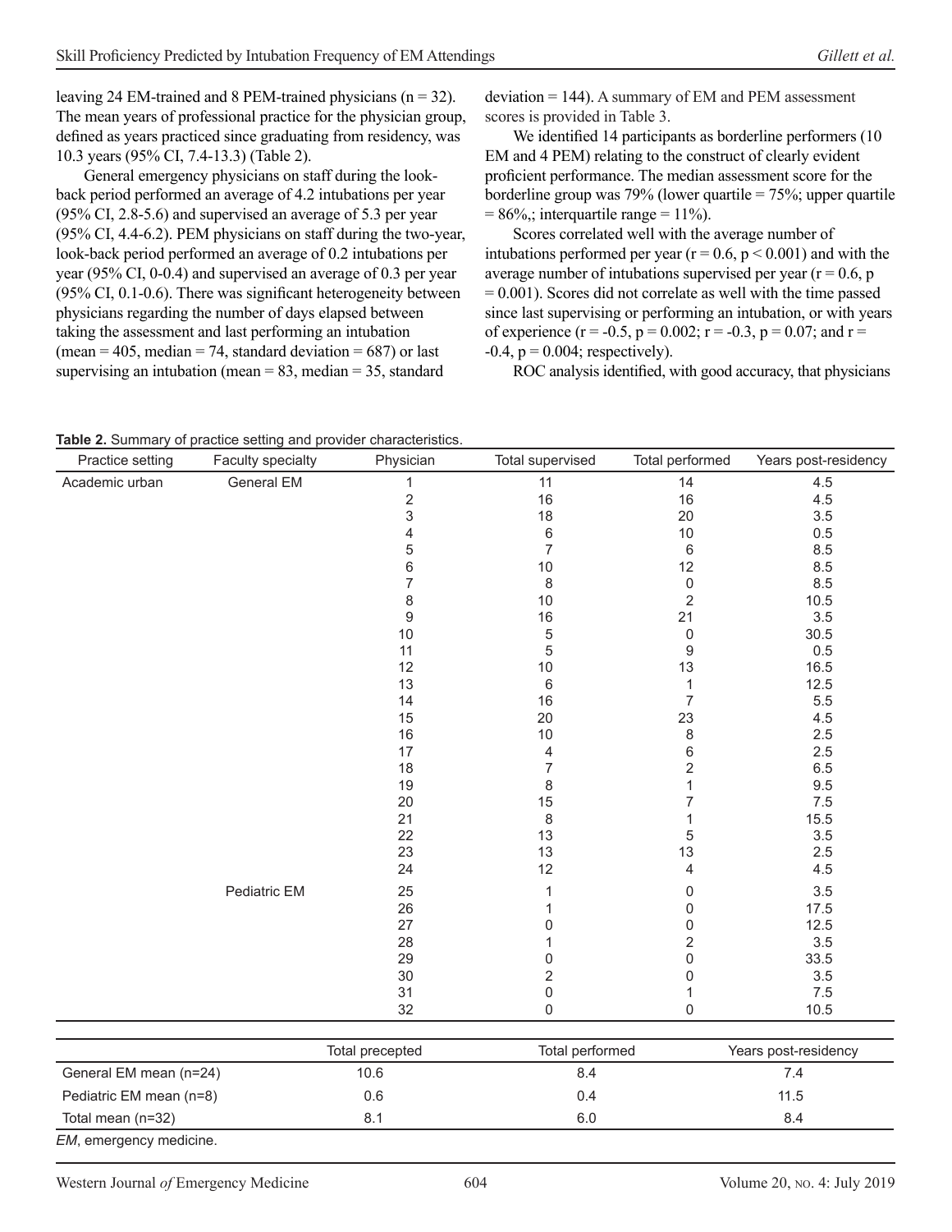leaving 24 EM-trained and 8 PEM-trained physicians (n = 32). The mean years of professional practice for the physician group, defined as years practiced since graduating from residency, was 10.3 years (95% CI, 7.4-13.3) (Table 2).

General emergency physicians on staff during the look-back period performed an average of 4.2 intubations per year (95% CI, 2.8-5.6) and supervised an average of 5.3 per year (95% CI, 4.4-6.2). PEM physicians on staff during the two-year, look-back period performed an average of 0.2 intubations per year (95% CI, 0-0.4) and supervised an average of 0.3 per year (95% CI, 0.1-0.6). There was significant heterogeneity between physicians regarding the number of days elapsed between taking the assessment and last performing an intubation (mean = 405, median = 74, standard deviation = 687) or last supervising an intubation (mean = 83, median = 35, standard deviation = 144). A summary of EM and PEM assessment scores is provided in Table 3.

We identified 14 participants as borderline performers (10 EM and 4 PEM) relating to the construct of clearly evident proficient performance. The median assessment score for the borderline group was 79% (lower quartile = 75%; upper quartile = 86%,; interquartile range = 11%).

Scores correlated well with the average number of intubations performed per year ($r = 0.6$, $p < 0.001$) and with the average number of intubations supervised per year ($r = 0.6$, $p = 0.001$). Scores did not correlate as well with the time passed since last supervising or performing an intubation, or with years of experience ($r = -0.5$, $p = 0.002$; $r = -0.3$, $p = 0.07$; and $r = -0.4$, $p = 0.004$; respectively).

ROC analysis identified, with good accuracy, that physicians

**Table 2.** Summary of practice setting and provider characteristics.

| Practice setting | Faculty specialty | Physician | Total supervised | Total performed | Years post-residency |
|---|---|---|---|---|---|
| Academic urban | General EM | 1 | 11 | 14 | 4.5 |
| | | 2 | 16 | 16 | 4.5 |
| | | 3 | 18 | 20 | 3.5 |
| | | 4 | 6 | 10 | 0.5 |
| | | 5 | 7 | 6 | 8.5 |
| | | 6 | 10 | 12 | 8.5 |
| | | 7 | 8 | 0 | 8.5 |
| | | 8 | 10 | 2 | 10.5 |
| | | 9 | 16 | 21 | 3.5 |
| | | 10 | 5 | 0 | 30.5 |
| | | 11 | 5 | 9 | 0.5 |
| | | 12 | 10 | 13 | 16.5 |
| | | 13 | 6 | 1 | 12.5 |
| | | 14 | 16 | 7 | 5.5 |
| | | 15 | 20 | 23 | 4.5 |
| | | 16 | 10 | 8 | 2.5 |
| | | 17 | 4 | 6 | 2.5 |
| | | 18 | 7 | 2 | 6.5 |
| | | 19 | 8 | 1 | 9.5 |
| | | 20 | 15 | 7 | 7.5 |
| | | 21 | 8 | 1 | 15.5 |
| | | 22 | 13 | 5 | 3.5 |
| | | 23 | 13 | 13 | 2.5 |
| | | 24 | 12 | 4 | 4.5 |
| | Pediatric EM | 25 | 1 | 0 | 3.5 |
| | | 26 | 1 | 0 | 17.5 |
| | | 27 | 0 | 0 | 12.5 |
| | | 28 | 1 | 2 | 3.5 |
| | | 29 | 0 | 0 | 33.5 |
| | | 30 | 2 | 0 | 3.5 |
| | | 31 | 0 | 1 | 7.5 |
| | | 32 | 0 | 0 | 10.5 |

| | Total precepted | Total performed | Years post-residency |
|---|---|---|---|
| General EM mean (n=24) | 10.6 | 8.4 | 7.4 |
| Pediatric EM mean (n=8) | 0.6 | 0.4 | 11.5 |
| Total mean (n=32) | 8.1 | 6.0 | 8.4 |

*EM*, emergency medicine.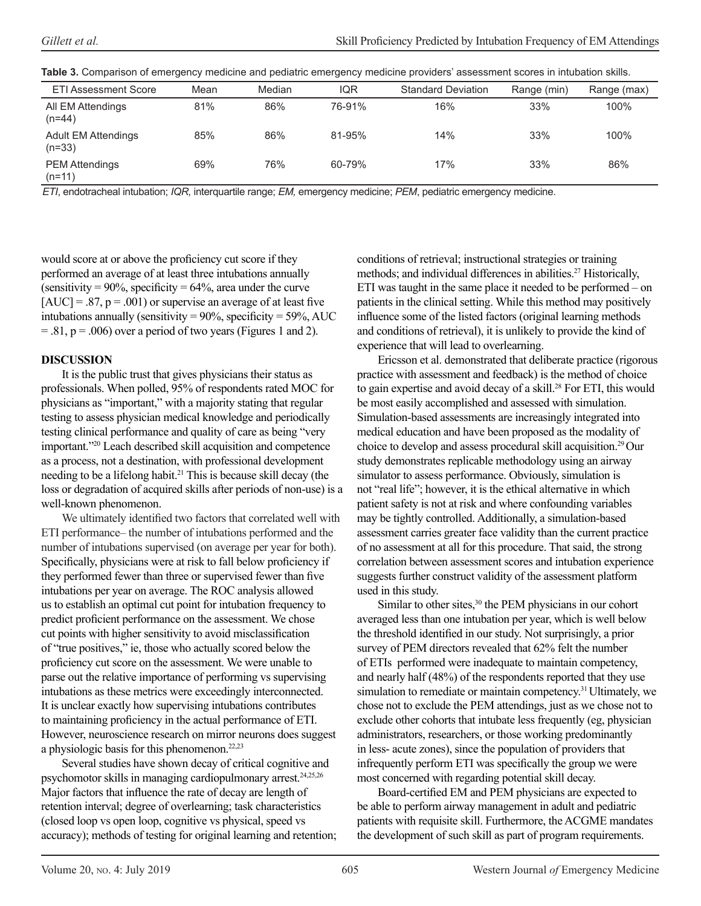**Table 3.** Comparison of emergency medicine and pediatric emergency medicine providers' assessment scores in intubation skills.

| ETI Assessment Score | Mean | Median | IQR | Standard Deviation | Range (min) | Range (max) |
|---|---|---|---|---|---|---|
| All EM Attendings (n=44) | 81% | 86% | 76-91% | 16% | 33% | 100% |
| Adult EM Attendings (n=33) | 85% | 86% | 81-95% | 14% | 33% | 100% |
| PEM Attendings (n=11) | 69% | 76% | 60-79% | 17% | 33% | 86% |

*ETI*, endotracheal intubation; *IQR,* interquartile range; *EM,* emergency medicine; *PEM*, pediatric emergency medicine.

would score at or above the proficiency cut score if they performed an average of at least three intubations annually (sensitivity = 90%, specificity = 64%, area under the curve [AUC] = .87, p = .001) or supervise an average of at least five intubations annually (sensitivity = 90%, specificity = 59%, AUC = .81, p = .006) over a period of two years (Figures 1 and 2).

## DISCUSSION

It is the public trust that gives physicians their status as professionals. When polled, 95% of respondents rated MOC for physicians as "important," with a majority stating that regular testing to assess physician medical knowledge and periodically testing clinical performance and quality of care as being "very important."[20] Leach described skill acquisition and competence as a process, not a destination, with professional development needing to be a lifelong habit.[21] This is because skill decay (the loss or degradation of acquired skills after periods of non-use) is a well-known phenomenon.

We ultimately identified two factors that correlated well with ETI performance– the number of intubations performed and the number of intubations supervised (on average per year for both). Specifically, physicians were at risk to fall below proficiency if they performed fewer than three or supervised fewer than five intubations per year on average. The ROC analysis allowed us to establish an optimal cut point for intubation frequency to predict proficient performance on the assessment. We chose cut points with higher sensitivity to avoid misclassification of "true positives," ie, those who actually scored below the proficiency cut score on the assessment. We were unable to parse out the relative importance of performing vs supervising intubations as these metrics were exceedingly interconnected. It is unclear exactly how supervising intubations contributes to maintaining proficiency in the actual performance of ETI. However, neuroscience research on mirror neurons does suggest a physiologic basis for this phenomenon.[22,23]

Several studies have shown decay of critical cognitive and psychomotor skills in managing cardiopulmonary arrest.[24,25,26] Major factors that influence the rate of decay are length of retention interval; degree of overlearning; task characteristics (closed loop vs open loop, cognitive vs physical, speed vs accuracy); methods of testing for original learning and retention; conditions of retrieval; instructional strategies or training methods; and individual differences in abilities.[27] Historically, ETI was taught in the same place it needed to be performed – on patients in the clinical setting. While this method may positively influence some of the listed factors (original learning methods and conditions of retrieval), it is unlikely to provide the kind of experience that will lead to overlearning.

Ericsson et al. demonstrated that deliberate practice (rigorous practice with assessment and feedback) is the method of choice to gain expertise and avoid decay of a skill.[28] For ETI, this would be most easily accomplished and assessed with simulation. Simulation-based assessments are increasingly integrated into medical education and have been proposed as the modality of choice to develop and assess procedural skill acquisition.[29] Our study demonstrates replicable methodology using an airway simulator to assess performance. Obviously, simulation is not "real life"; however, it is the ethical alternative in which patient safety is not at risk and where confounding variables may be tightly controlled. Additionally, a simulation-based assessment carries greater face validity than the current practice of no assessment at all for this procedure. That said, the strong correlation between assessment scores and intubation experience suggests further construct validity of the assessment platform used in this study.

Similar to other sites,[30] the PEM physicians in our cohort averaged less than one intubation per year, which is well below the threshold identified in our study. Not surprisingly, a prior survey of PEM directors revealed that 62% felt the number of ETIs performed were inadequate to maintain competency, and nearly half (48%) of the respondents reported that they use simulation to remediate or maintain competency.[31] Ultimately, we chose not to exclude the PEM attendings, just as we chose not to exclude other cohorts that intubate less frequently (eg, physician administrators, researchers, or those working predominantly in less- acute zones), since the population of providers that infrequently perform ETI was specifically the group we were most concerned with regarding potential skill decay.

Board-certified EM and PEM physicians are expected to be able to perform airway management in adult and pediatric patients with requisite skill. Furthermore, the ACGME mandates the development of such skill as part of program requirements.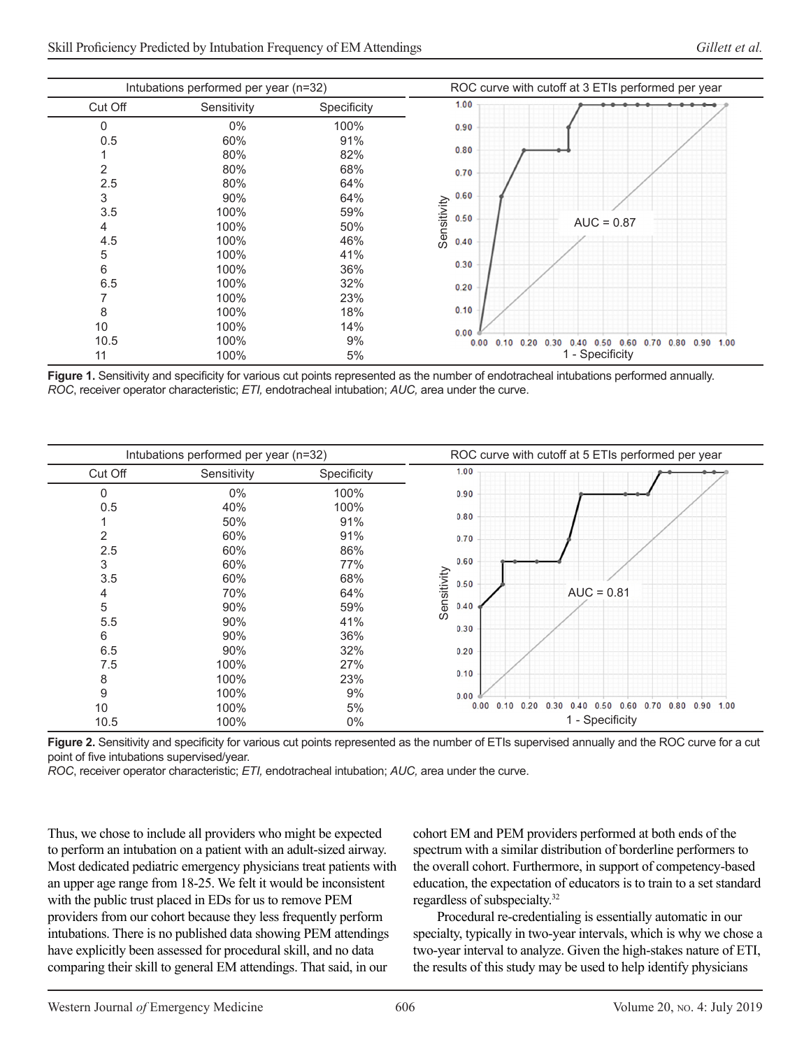| Intubations performed per year (n=32) | | |
|---|---|---|
| Cut Off | Sensitivity | Specificity |
| 0 | 0% | 100% |
| 0.5 | 60% | 91% |
| 1 | 80% | 82% |
| 2 | 80% | 68% |
| 2.5 | 80% | 64% |
| 3 | 90% | 64% |
| 3.5 | 100% | 59% |
| 4 | 100% | 50% |
| 4.5 | 100% | 46% |
| 5 | 100% | 41% |
| 6 | 100% | 36% |
| 6.5 | 100% | 32% |
| 7 | 100% | 23% |
| 8 | 100% | 18% |
| 10 | 100% | 14% |
| 10.5 | 100% | 9% |
| 11 | 100% | 5% |

ROC curve with cutoff at 3 ETIs performed per year

Sensitivity

1.00
0.90
0.80
0.70
0.60
0.50
0.40
0.30
0.20
0.10
0.00

0.00 0.10 0.20 0.30 0.40 0.50 0.60 0.70 0.80 0.90 1.00

1 - Specificity

AUC = 0.87

**Figure 1.** Sensitivity and specificity for various cut points represented as the number of endotracheal intubations performed annually.
*ROC*, receiver operator characteristic; *ETI,* endotracheal intubation; *AUC,* area under the curve.

| Intubations performed per year (n=32) | | |
|---|---|---|
| Cut Off | Sensitivity | Specificity |
| 0 | 0% | 100% |
| 0.5 | 40% | 100% |
| 1 | 50% | 91% |
| 2 | 60% | 91% |
| 2.5 | 60% | 86% |
| 3 | 60% | 77% |
| 3.5 | 60% | 68% |
| 4 | 70% | 64% |
| 5 | 90% | 59% |
| 5.5 | 90% | 41% |
| 6 | 90% | 36% |
| 6.5 | 90% | 32% |
| 7.5 | 100% | 27% |
| 8 | 100% | 23% |
| 9 | 100% | 9% |
| 10 | 100% | 5% |
| 10.5 | 100% | 0% |

ROC curve with cutoff at 5 ETIs performed per year

Sensitivity

1.00
0.90
0.80
0.70
0.60
0.50
0.40
0.30
0.20
0.10
0.00

0.00 0.10 0.20 0.30 0.40 0.50 0.60 0.70 0.80 0.90 1.00

1 - Specificity

AUC = 0.81

**Figure 2.** Sensitivity and specificity for various cut points represented as the number of ETIs supervised annually and the ROC curve for a cut point of five intubations supervised/year.
*ROC*, receiver operator characteristic; *ETI,* endotracheal intubation; *AUC,* area under the curve.

Thus, we chose to include all providers who might be expected to perform an intubation on a patient with an adult-sized airway. Most dedicated pediatric emergency physicians treat patients with an upper age range from 18-25. We felt it would be inconsistent with the public trust placed in EDs for us to remove PEM providers from our cohort because they less frequently perform intubations. There is no published data showing PEM attendings have explicitly been assessed for procedural skill, and no data comparing their skill to general EM attendings. That said, in our cohort EM and PEM providers performed at both ends of the spectrum with a similar distribution of borderline performers to the overall cohort. Furthermore, in support of competency-based education, the expectation of educators is to train to a set standard regardless of subspecialty.[32]

Procedural re-credentialing is essentially automatic in our specialty, typically in two-year intervals, which is why we chose a two-year interval to analyze. Given the high-stakes nature of ETI, the results of this study may be used to help identify physicians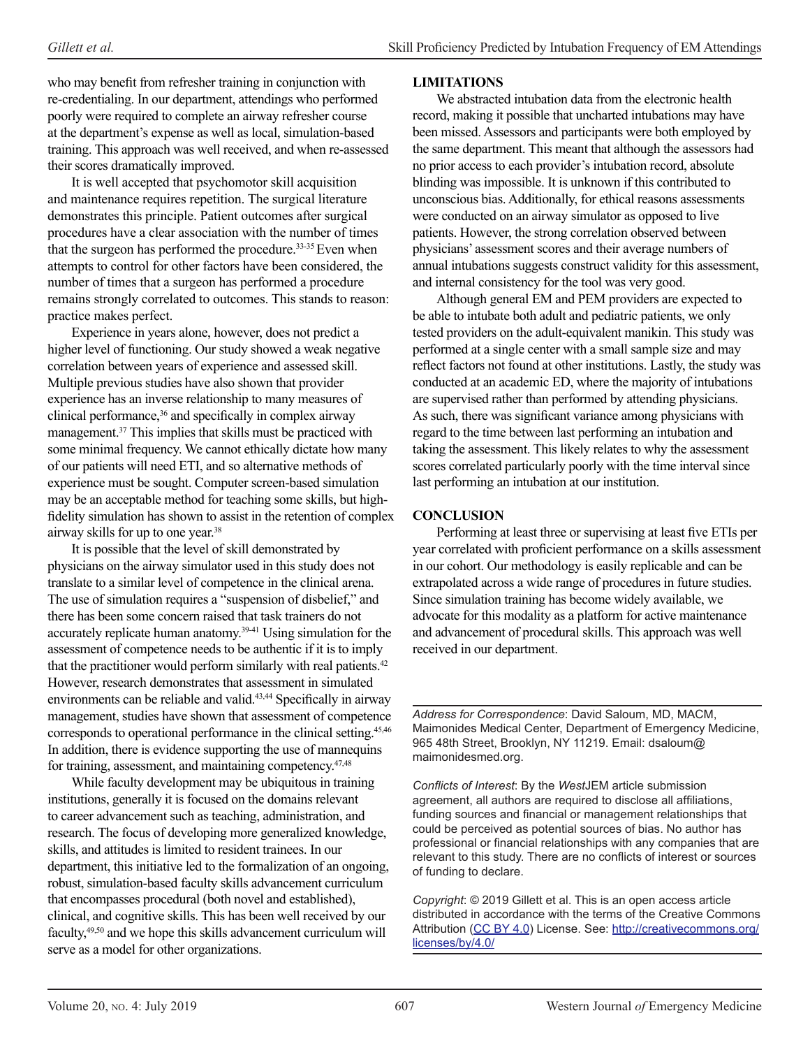who may benefit from refresher training in conjunction with re-credentialing. In our department, attendings who performed poorly were required to complete an airway refresher course at the department's expense as well as local, simulation-based training. This approach was well received, and when re-assessed their scores dramatically improved.

It is well accepted that psychomotor skill acquisition and maintenance requires repetition. The surgical literature demonstrates this principle. Patient outcomes after surgical procedures have a clear association with the number of times that the surgeon has performed the procedure.[33-35] Even when attempts to control for other factors have been considered, the number of times that a surgeon has performed a procedure remains strongly correlated to outcomes. This stands to reason: practice makes perfect.

Experience in years alone, however, does not predict a higher level of functioning. Our study showed a weak negative correlation between years of experience and assessed skill. Multiple previous studies have also shown that provider experience has an inverse relationship to many measures of clinical performance,[36] and specifically in complex airway management.[37] This implies that skills must be practiced with some minimal frequency. We cannot ethically dictate how many of our patients will need ETI, and so alternative methods of experience must be sought. Computer screen-based simulation may be an acceptable method for teaching some skills, but high-fidelity simulation has shown to assist in the retention of complex airway skills for up to one year.[38]

It is possible that the level of skill demonstrated by physicians on the airway simulator used in this study does not translate to a similar level of competence in the clinical arena. The use of simulation requires a "suspension of disbelief," and there has been some concern raised that task trainers do not accurately replicate human anatomy.[39-41] Using simulation for the assessment of competence needs to be authentic if it is to imply that the practitioner would perform similarly with real patients.[42] However, research demonstrates that assessment in simulated environments can be reliable and valid.[43,44] Specifically in airway management, studies have shown that assessment of competence corresponds to operational performance in the clinical setting.[45,46] In addition, there is evidence supporting the use of mannequins for training, assessment, and maintaining competency.[47,48]

While faculty development may be ubiquitous in training institutions, generally it is focused on the domains relevant to career advancement such as teaching, administration, and research. The focus of developing more generalized knowledge, skills, and attitudes is limited to resident trainees. In our department, this initiative led to the formalization of an ongoing, robust, simulation-based faculty skills advancement curriculum that encompasses procedural (both novel and established), clinical, and cognitive skills. This has been well received by our faculty,[49,50] and we hope this skills advancement curriculum will serve as a model for other organizations.

## LIMITATIONS

We abstracted intubation data from the electronic health record, making it possible that uncharted intubations may have been missed. Assessors and participants were both employed by the same department. This meant that although the assessors had no prior access to each provider's intubation record, absolute blinding was impossible. It is unknown if this contributed to unconscious bias. Additionally, for ethical reasons assessments were conducted on an airway simulator as opposed to live patients. However, the strong correlation observed between physicians' assessment scores and their average numbers of annual intubations suggests construct validity for this assessment, and internal consistency for the tool was very good.

Although general EM and PEM providers are expected to be able to intubate both adult and pediatric patients, we only tested providers on the adult-equivalent manikin. This study was performed at a single center with a small sample size and may reflect factors not found at other institutions. Lastly, the study was conducted at an academic ED, where the majority of intubations are supervised rather than performed by attending physicians. As such, there was significant variance among physicians with regard to the time between last performing an intubation and taking the assessment. This likely relates to why the assessment scores correlated particularly poorly with the time interval since last performing an intubation at our institution.

## CONCLUSION

Performing at least three or supervising at least five ETIs per year correlated with proficient performance on a skills assessment in our cohort. Our methodology is easily replicable and can be extrapolated across a wide range of procedures in future studies. Since simulation training has become widely available, we advocate for this modality as a platform for active maintenance and advancement of procedural skills. This approach was well received in our department.

---

*Address for Correspondence*: David Saloum, MD, MACM, Maimonides Medical Center, Department of Emergency Medicine, 965 48th Street, Brooklyn, NY 11219. Email: dsaloum@maimonidesmed.org.

*Conflicts of Interest*: By the *West*JEM article submission agreement, all authors are required to disclose all affiliations, funding sources and financial or management relationships that could be perceived as potential sources of bias. No author has professional or financial relationships with any companies that are relevant to this study. There are no conflicts of interest or sources of funding to declare.

*Copyright*: © 2019 Gillett et al. This is an open access article distributed in accordance with the terms of the Creative Commons Attribution (CC BY 4.0) License. See: http://creativecommons.org/licenses/by/4.0/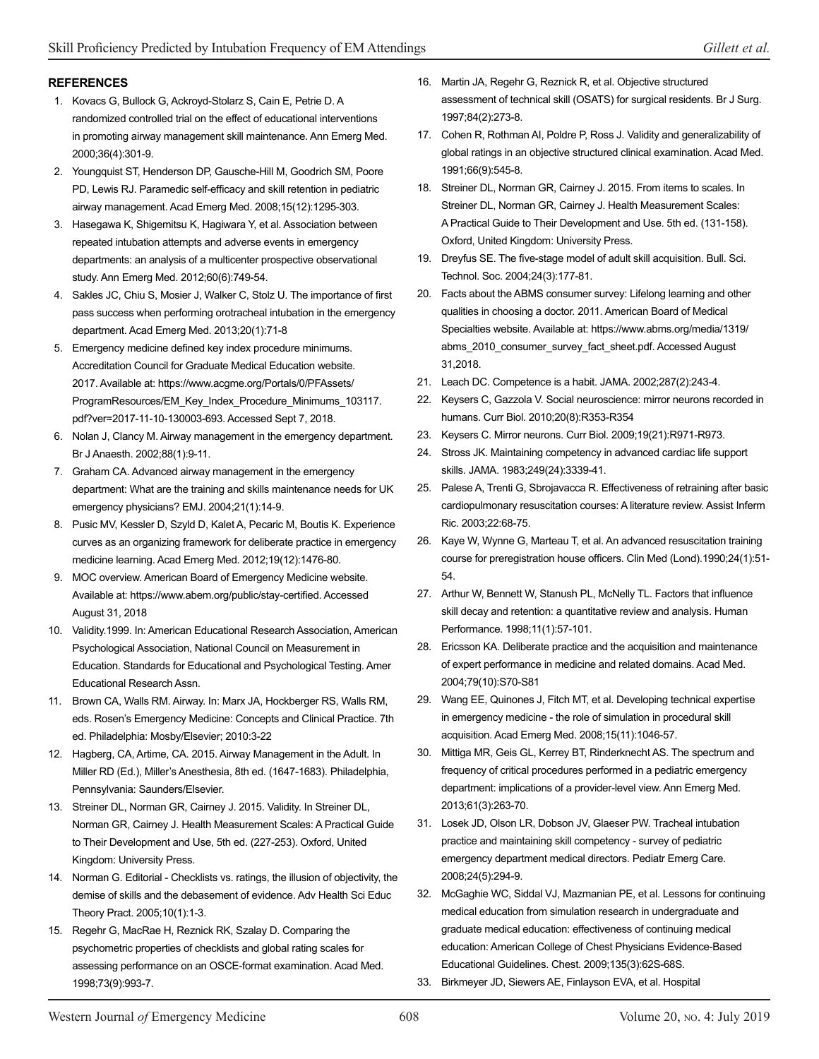## REFERENCES

1. Kovacs G, Bullock G, Ackroyd-Stolarz S, Cain E, Petrie D. A randomized controlled trial on the effect of educational interventions in promoting airway management skill maintenance. Ann Emerg Med. 2000;36(4):301-9.
2. Youngquist ST, Henderson DP, Gausche-Hill M, Goodrich SM, Poore PD, Lewis RJ. Paramedic self-efficacy and skill retention in pediatric airway management. Acad Emerg Med. 2008;15(12):1295-303.
3. Hasegawa K, Shigemitsu K, Hagiwara Y, et al. Association between repeated intubation attempts and adverse events in emergency departments: an analysis of a multicenter prospective observational study. Ann Emerg Med. 2012;60(6):749-54.
4. Sakles JC, Chiu S, Mosier J, Walker C, Stolz U. The importance of first pass success when performing orotracheal intubation in the emergency department. Acad Emerg Med. 2013;20(1):71-8
5. Emergency medicine defined key index procedure minimums. Accreditation Council for Graduate Medical Education website. 2017. Available at: https://www.acgme.org/Portals/0/PFAssets/ProgramResources/EM_Key_Index_Procedure_Minimums_103117.pdf?ver=2017-11-10-130003-693. Accessed Sept 7, 2018.
6. Nolan J, Clancy M. Airway management in the emergency department. Br J Anaesth. 2002;88(1):9-11.
7. Graham CA. Advanced airway management in the emergency department: What are the training and skills maintenance needs for UK emergency physicians? EMJ. 2004;21(1):14-9.
8. Pusic MV, Kessler D, Szyld D, Kalet A, Pecaric M, Boutis K. Experience curves as an organizing framework for deliberate practice in emergency medicine learning. Acad Emerg Med. 2012;19(12):1476-80.
9. MOC overview. American Board of Emergency Medicine website. Available at: https://www.abem.org/public/stay-certified. Accessed August 31, 2018
10. Validity.1999. In: American Educational Research Association, American Psychological Association, National Council on Measurement in Education. Standards for Educational and Psychological Testing. Amer Educational Research Assn.
11. Brown CA, Walls RM. Airway. In: Marx JA, Hockberger RS, Walls RM, eds. Rosen's Emergency Medicine: Concepts and Clinical Practice. 7th ed. Philadelphia: Mosby/Elsevier; 2010:3-22
12. Hagberg, CA, Artime, CA. 2015. Airway Management in the Adult. In Miller RD (Ed.), Miller's Anesthesia, 8th ed. (1647-1683). Philadelphia, Pennsylvania: Saunders/Elsevier.
13. Streiner DL, Norman GR, Cairney J. 2015. Validity. In Streiner DL, Norman GR, Cairney J. Health Measurement Scales: A Practical Guide to Their Development and Use, 5th ed. (227-253). Oxford, United Kingdom: University Press.
14. Norman G. Editorial - Checklists vs. ratings, the illusion of objectivity, the demise of skills and the debasement of evidence. Adv Health Sci Educ Theory Pract. 2005;10(1):1-3.
15. Regehr G, MacRae H, Reznick RK, Szalay D. Comparing the psychometric properties of checklists and global rating scales for assessing performance on an OSCE-format examination. Acad Med. 1998;73(9):993-7.
16. Martin JA, Regehr G, Reznick R, et al. Objective structured assessment of technical skill (OSATS) for surgical residents. Br J Surg. 1997;84(2):273-8.
17. Cohen R, Rothman AI, Poldre P, Ross J. Validity and generalizability of global ratings in an objective structured clinical examination. Acad Med. 1991;66(9):545-8.
18. Streiner DL, Norman GR, Cairney J. 2015. From items to scales. In Streiner DL, Norman GR, Cairney J. Health Measurement Scales: A Practical Guide to Their Development and Use. 5th ed. (131-158). Oxford, United Kingdom: University Press.
19. Dreyfus SE. The five-stage model of adult skill acquisition. Bull. Sci. Technol. Soc. 2004;24(3):177-81.
20. Facts about the ABMS consumer survey: Lifelong learning and other qualities in choosing a doctor. 2011. American Board of Medical Specialties website. Available at: https://www.abms.org/media/1319/abms_2010_consumer_survey_fact_sheet.pdf. Accessed August 31,2018.
21. Leach DC. Competence is a habit. JAMA. 2002;287(2):243-4.
22. Keysers C, Gazzola V. Social neuroscience: mirror neurons recorded in humans. Curr Biol. 2010;20(8):R353-R354
23. Keysers C. Mirror neurons. Curr Biol. 2009;19(21):R971-R973.
24. Stross JK. Maintaining competency in advanced cardiac life support skills. JAMA. 1983;249(24):3339-41.
25. Palese A, Trenti G, Sbrojavacca R. Effectiveness of retraining after basic cardiopulmonary resuscitation courses: A literature review. Assist Inferm Ric. 2003;22:68-75.
26. Kaye W, Wynne G, Marteau T, et al. An advanced resuscitation training course for preregistration house officers. Clin Med (Lond).1990;24(1):51-54.
27. Arthur W, Bennett W, Stanush PL, McNelly TL. Factors that influence skill decay and retention: a quantitative review and analysis. Human Performance. 1998;11(1):57-101.
28. Ericsson KA. Deliberate practice and the acquisition and maintenance of expert performance in medicine and related domains. Acad Med. 2004;79(10):S70-S81
29. Wang EE, Quinones J, Fitch MT, et al. Developing technical expertise in emergency medicine - the role of simulation in procedural skill acquisition. Acad Emerg Med. 2008;15(11):1046-57.
30. Mittiga MR, Geis GL, Kerrey BT, Rinderknecht AS. The spectrum and frequency of critical procedures performed in a pediatric emergency department: implications of a provider-level view. Ann Emerg Med. 2013;61(3):263-70.
31. Losek JD, Olson LR, Dobson JV, Glaeser PW. Tracheal intubation practice and maintaining skill competency - survey of pediatric emergency department medical directors. Pediatr Emerg Care. 2008;24(5):294-9.
32. McGaghie WC, Siddal VJ, Mazmanian PE, et al. Lessons for continuing medical education from simulation research in undergraduate and graduate medical education: effectiveness of continuing medical education: American College of Chest Physicians Evidence-Based Educational Guidelines. Chest. 2009;135(3):62S-68S.
33. Birkmeyer JD, Siewers AE, Finlayson EVA, et al. Hospital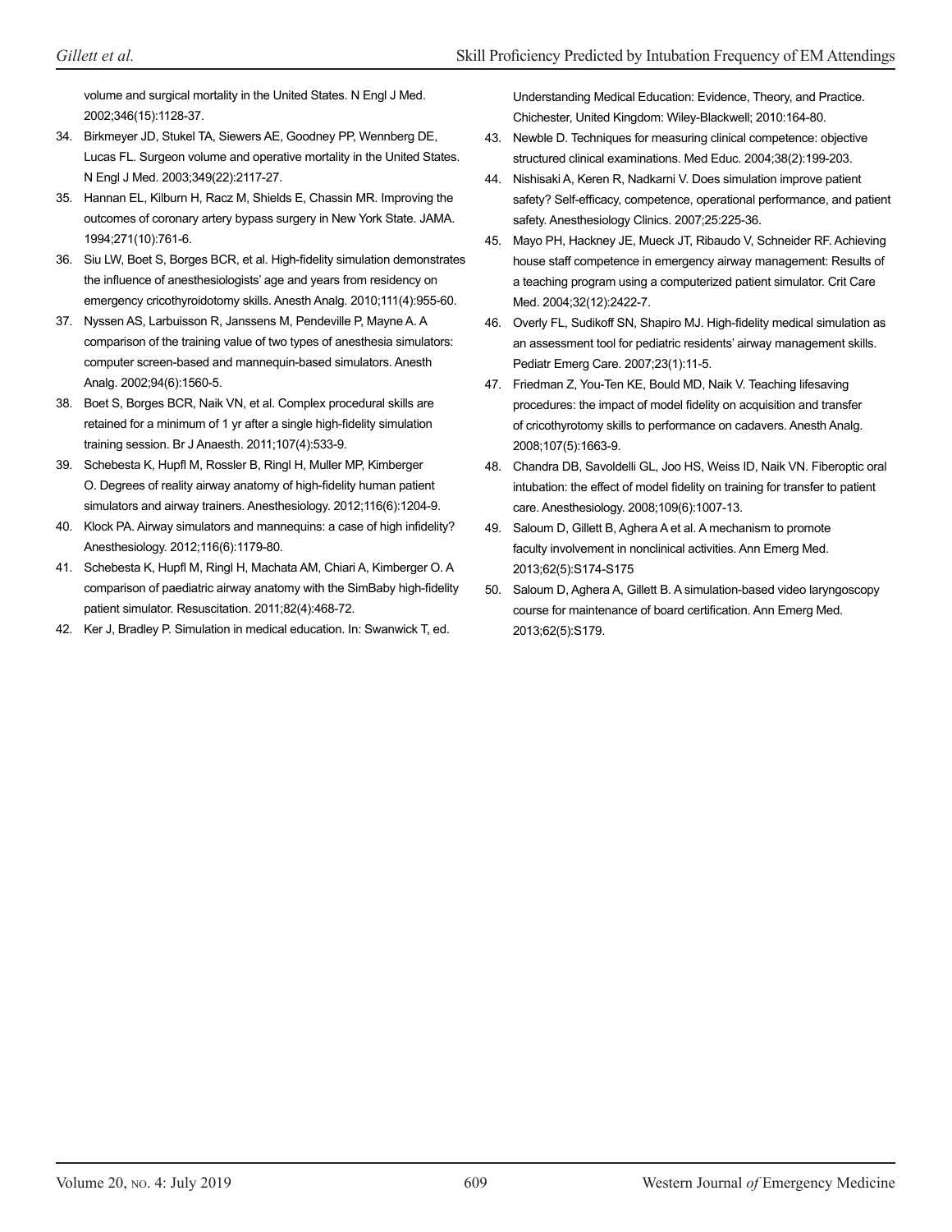volume and surgical mortality in the United States. N Engl J Med. 2002;346(15):1128-37.

34. Birkmeyer JD, Stukel TA, Siewers AE, Goodney PP, Wennberg DE, Lucas FL. Surgeon volume and operative mortality in the United States. N Engl J Med. 2003;349(22):2117-27.
35. Hannan EL, Kilburn H, Racz M, Shields E, Chassin MR. Improving the outcomes of coronary artery bypass surgery in New York State. JAMA. 1994;271(10):761-6.
36. Siu LW, Boet S, Borges BCR, et al. High-fidelity simulation demonstrates the influence of anesthesiologists' age and years from residency on emergency cricothyroidotomy skills. Anesth Analg. 2010;111(4):955-60.
37. Nyssen AS, Larbuisson R, Janssens M, Pendeville P, Mayne A. A comparison of the training value of two types of anesthesia simulators: computer screen-based and mannequin-based simulators. Anesth Analg. 2002;94(6):1560-5.
38. Boet S, Borges BCR, Naik VN, et al. Complex procedural skills are retained for a minimum of 1 yr after a single high-fidelity simulation training session. Br J Anaesth. 2011;107(4):533-9.
39. Schebesta K, Hupfl M, Rossler B, Ringl H, Muller MP, Kimberger O. Degrees of reality airway anatomy of high-fidelity human patient simulators and airway trainers. Anesthesiology. 2012;116(6):1204-9.
40. Klock PA. Airway simulators and mannequins: a case of high infidelity? Anesthesiology. 2012;116(6):1179-80.
41. Schebesta K, Hupfl M, Ringl H, Machata AM, Chiari A, Kimberger O. A comparison of paediatric airway anatomy with the SimBaby high-fidelity patient simulator. Resuscitation. 2011;82(4):468-72.
42. Ker J, Bradley P. Simulation in medical education. In: Swanwick T, ed. Understanding Medical Education: Evidence, Theory, and Practice. Chichester, United Kingdom: Wiley-Blackwell; 2010:164-80.
43. Newble D. Techniques for measuring clinical competence: objective structured clinical examinations. Med Educ. 2004;38(2):199-203.
44. Nishisaki A, Keren R, Nadkarni V. Does simulation improve patient safety? Self-efficacy, competence, operational performance, and patient safety. Anesthesiology Clinics. 2007;25:225-36.
45. Mayo PH, Hackney JE, Mueck JT, Ribaudo V, Schneider RF. Achieving house staff competence in emergency airway management: Results of a teaching program using a computerized patient simulator. Crit Care Med. 2004;32(12):2422-7.
46. Overly FL, Sudikoff SN, Shapiro MJ. High-fidelity medical simulation as an assessment tool for pediatric residents' airway management skills. Pediatr Emerg Care. 2007;23(1):11-5.
47. Friedman Z, You-Ten KE, Bould MD, Naik V. Teaching lifesaving procedures: the impact of model fidelity on acquisition and transfer of cricothyrotomy skills to performance on cadavers. Anesth Analg. 2008;107(5):1663-9.
48. Chandra DB, Savoldelli GL, Joo HS, Weiss ID, Naik VN. Fiberoptic oral intubation: the effect of model fidelity on training for transfer to patient care. Anesthesiology. 2008;109(6):1007-13.
49. Saloum D, Gillett B, Aghera A et al. A mechanism to promote faculty involvement in nonclinical activities. Ann Emerg Med. 2013;62(5):S174-S175
50. Saloum D, Aghera A, Gillett B. A simulation-based video laryngoscopy course for maintenance of board certification. Ann Emerg Med. 2013;62(5):S179.